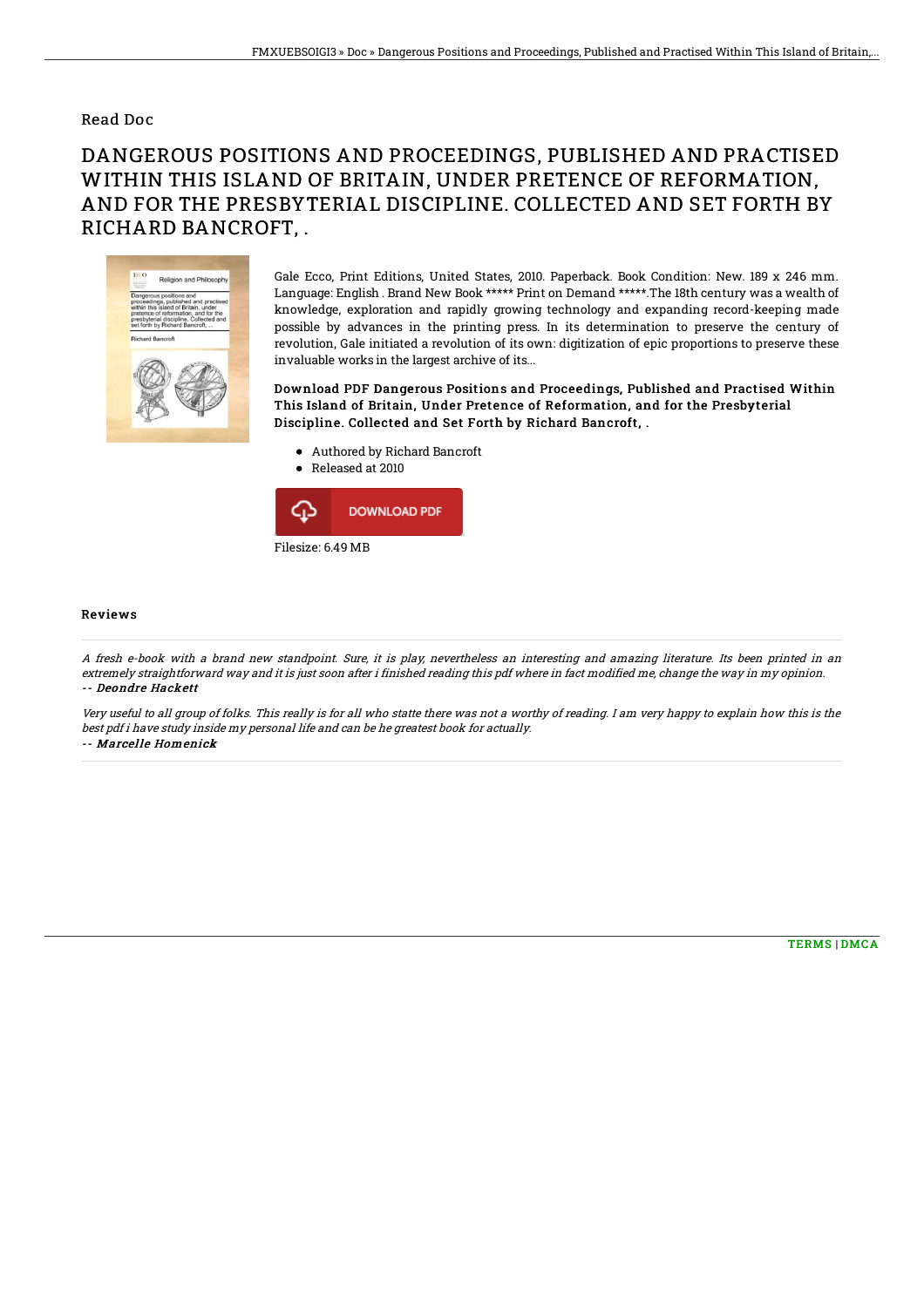Read Doc

# DANGEROUS POSITIONS AND PROCEEDINGS, PUBLISHED AND PRACTISED WITHIN THIS ISLAND OF BRITAIN, UNDER PRETENCE OF REFORMATION, AND FOR THE PRESBYTERIAL DISCIPLINE. COLLECTED AND SET FORTH BY RICHARD BANCROFT, .

Gale Ecco, Print Editions, United States, 2010. Paperback. Book Condition: New. 189 x 246 mm. Language: English . Brand New Book ***** Print on Demand *****.The 18th century was a wealth of knowledge, exploration and rapidly growing technology and expanding record-keeping made possible by advances in the printing press. In its determination to preserve the century of revolution, Gale initiated a revolution of its own: digitization of epic proportions to preserve these invaluable works in the largest archive of its...

**Download PDF Dangerous Positions and Proceedings, Published and Practised Within This Island of Britain, Under Pretence of Reformation, and for the Presbyterial Discipline. Collected and Set Forth by Richard Bancroft, .**

- Authored by Richard Bancroft
- Released at 2010

DOWNLOAD PDF

Filesize: 6.49 MB

## Reviews

*A fresh e-book with a brand new standpoint. Sure, it is play, nevertheless an interesting and amazing literature. Its been printed in an extremely straightforward way and it is just soon after i finished reading this pdf where in fact modified me, change the way in my opinion.*
*-- Deondre Hackett*

*Very useful to all group of folks. This really is for all who statte there was not a worthy of reading. I am very happy to explain how this is the best pdf i have study inside my personal life and can be he greatest book for actually.*
*-- Marcelle Homenick*

TERMS | DMCA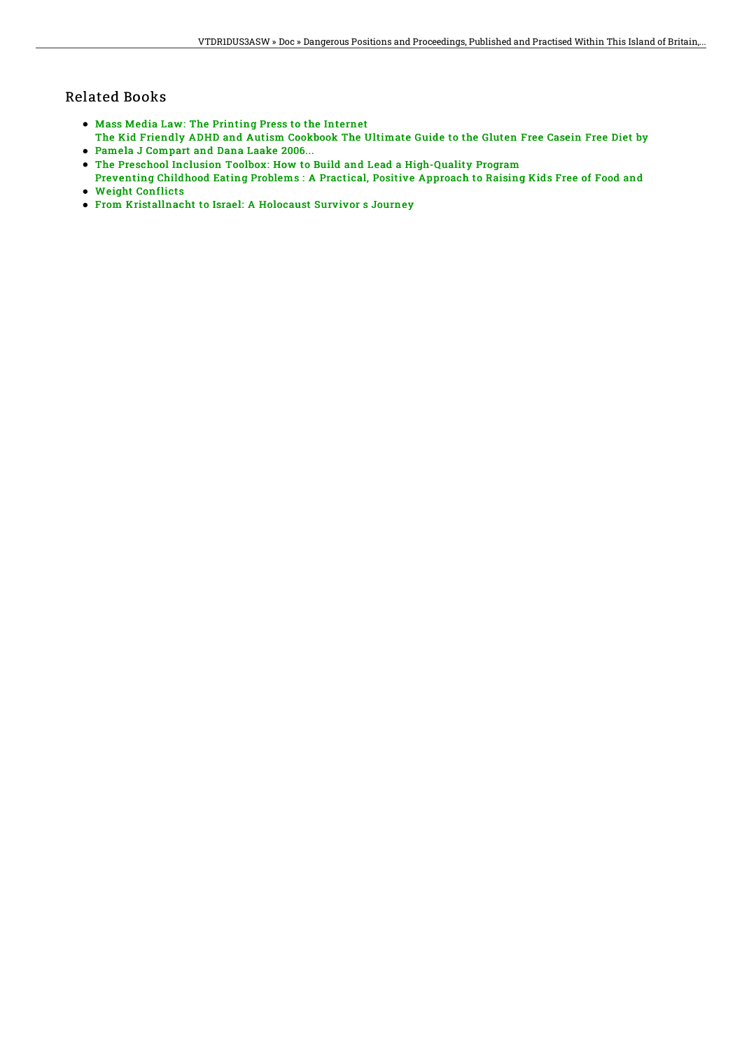## Related Books

- Mass Media Law: The Printing Press to the Internet
- The Kid Friendly ADHD and Autism Cookbook The Ultimate Guide to the Gluten Free Casein Free Diet by Pamela J Compart and Dana Laake 2006...
- The Preschool Inclusion Toolbox: How to Build and Lead a High-Quality Program
- Preventing Childhood Eating Problems : A Practical, Positive Approach to Raising Kids Free of Food and Weight Conflicts
- From Kristallnacht to Israel: A Holocaust Survivor s Journey